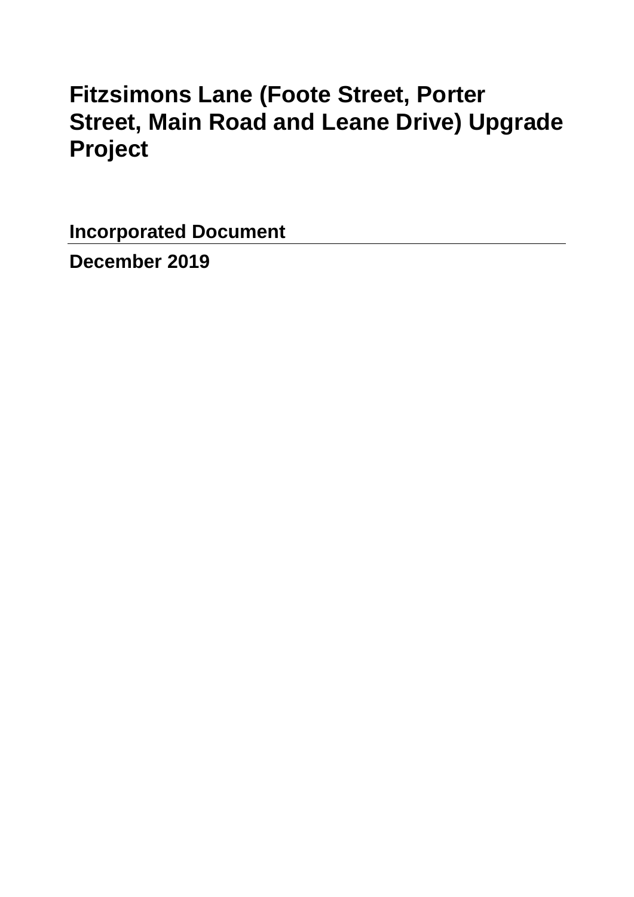# Fitzsimons Lane (Foote Street, Porter Street, Main Road and Leane Drive) Upgrade Project

**Incorporated Document**

**December 2019**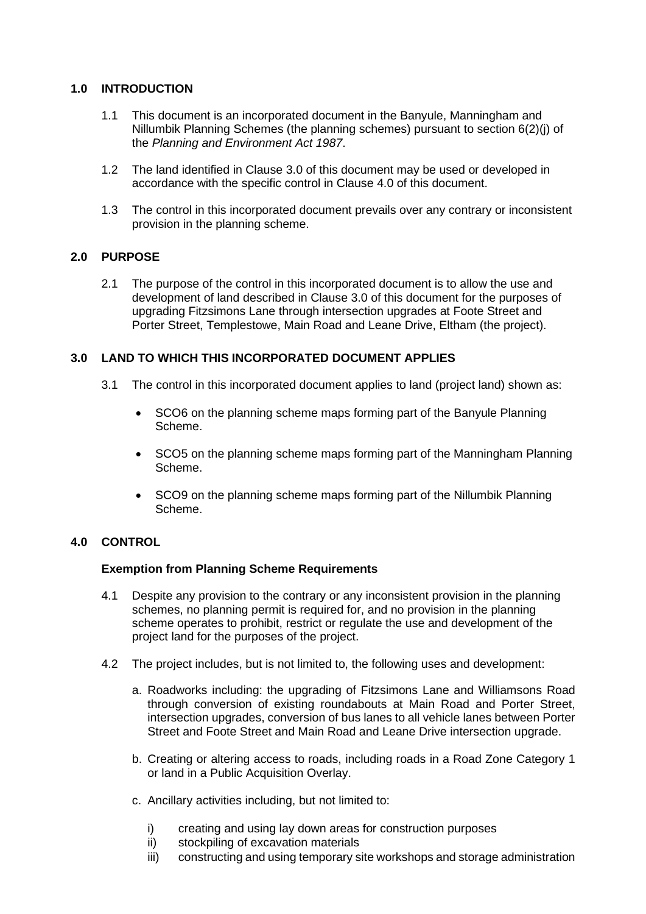## 1.0 INTRODUCTION

1.1 This document is an incorporated document in the Banyule, Manningham and Nillumbik Planning Schemes (the planning schemes) pursuant to section 6(2)(j) of the *Planning and Environment Act 1987*.

1.2 The land identified in Clause 3.0 of this document may be used or developed in accordance with the specific control in Clause 4.0 of this document.

1.3 The control in this incorporated document prevails over any contrary or inconsistent provision in the planning scheme.

## 2.0 PURPOSE

2.1 The purpose of the control in this incorporated document is to allow the use and development of land described in Clause 3.0 of this document for the purposes of upgrading Fitzsimons Lane through intersection upgrades at Foote Street and Porter Street, Templestowe, Main Road and Leane Drive, Eltham (the project).

## 3.0 LAND TO WHICH THIS INCORPORATED DOCUMENT APPLIES

3.1 The control in this incorporated document applies to land (project land) shown as:

- SCO6 on the planning scheme maps forming part of the Banyule Planning Scheme.
- SCO5 on the planning scheme maps forming part of the Manningham Planning Scheme.
- SCO9 on the planning scheme maps forming part of the Nillumbik Planning Scheme.

## 4.0 CONTROL

### Exemption from Planning Scheme Requirements

4.1 Despite any provision to the contrary or any inconsistent provision in the planning schemes, no planning permit is required for, and no provision in the planning scheme operates to prohibit, restrict or regulate the use and development of the project land for the purposes of the project.

4.2 The project includes, but is not limited to, the following uses and development:

a. Roadworks including: the upgrading of Fitzsimons Lane and Williamsons Road through conversion of existing roundabouts at Main Road and Porter Street, intersection upgrades, conversion of bus lanes to all vehicle lanes between Porter Street and Foote Street and Main Road and Leane Drive intersection upgrade.

b. Creating or altering access to roads, including roads in a Road Zone Category 1 or land in a Public Acquisition Overlay.

c. Ancillary activities including, but not limited to:

   i) creating and using lay down areas for construction purposes
   ii) stockpiling of excavation materials
   iii) constructing and using temporary site workshops and storage administration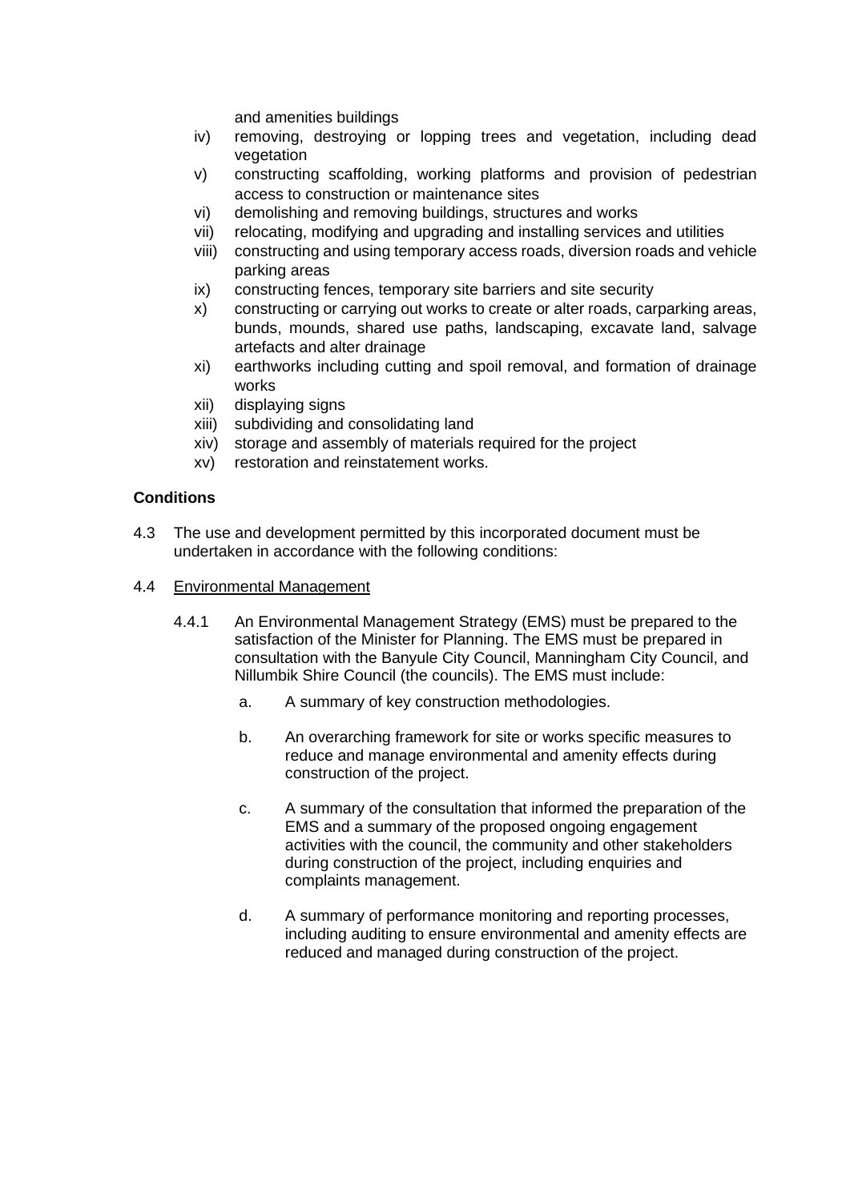and amenities buildings

iv) removing, destroying or lopping trees and vegetation, including dead vegetation
v) constructing scaffolding, working platforms and provision of pedestrian access to construction or maintenance sites
vi) demolishing and removing buildings, structures and works
vii) relocating, modifying and upgrading and installing services and utilities
viii) constructing and using temporary access roads, diversion roads and vehicle parking areas
ix) constructing fences, temporary site barriers and site security
x) constructing or carrying out works to create or alter roads, carparking areas, bunds, mounds, shared use paths, landscaping, excavate land, salvage artefacts and alter drainage
xi) earthworks including cutting and spoil removal, and formation of drainage works
xii) displaying signs
xiii) subdividing and consolidating land
xiv) storage and assembly of materials required for the project
xv) restoration and reinstatement works.

**Conditions**

4.3 The use and development permitted by this incorporated document must be undertaken in accordance with the following conditions:

4.4 Environmental Management

4.4.1 An Environmental Management Strategy (EMS) must be prepared to the satisfaction of the Minister for Planning. The EMS must be prepared in consultation with the Banyule City Council, Manningham City Council, and Nillumbik Shire Council (the councils). The EMS must include:

a. A summary of key construction methodologies.

b. An overarching framework for site or works specific measures to reduce and manage environmental and amenity effects during construction of the project.

c. A summary of the consultation that informed the preparation of the EMS and a summary of the proposed ongoing engagement activities with the council, the community and other stakeholders during construction of the project, including enquiries and complaints management.

d. A summary of performance monitoring and reporting processes, including auditing to ensure environmental and amenity effects are reduced and managed during construction of the project.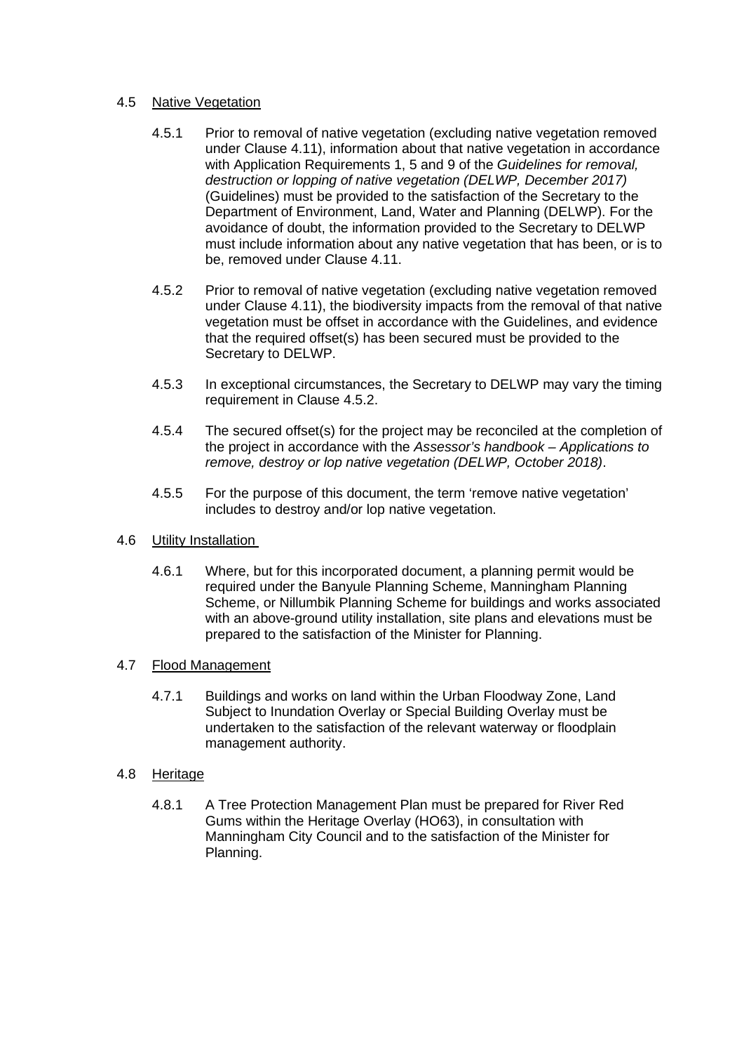## 4.5 Native Vegetation

4.5.1 Prior to removal of native vegetation (excluding native vegetation removed under Clause 4.11), information about that native vegetation in accordance with Application Requirements 1, 5 and 9 of the *Guidelines for removal, destruction or lopping of native vegetation (DELWP, December 2017)* (Guidelines) must be provided to the satisfaction of the Secretary to the Department of Environment, Land, Water and Planning (DELWP). For the avoidance of doubt, the information provided to the Secretary to DELWP must include information about any native vegetation that has been, or is to be, removed under Clause 4.11.

4.5.2 Prior to removal of native vegetation (excluding native vegetation removed under Clause 4.11), the biodiversity impacts from the removal of that native vegetation must be offset in accordance with the Guidelines, and evidence that the required offset(s) has been secured must be provided to the Secretary to DELWP.

4.5.3 In exceptional circumstances, the Secretary to DELWP may vary the timing requirement in Clause 4.5.2.

4.5.4 The secured offset(s) for the project may be reconciled at the completion of the project in accordance with the *Assessor's handbook – Applications to remove, destroy or lop native vegetation (DELWP, October 2018)*.

4.5.5 For the purpose of this document, the term 'remove native vegetation' includes to destroy and/or lop native vegetation.

## 4.6 Utility Installation

4.6.1 Where, but for this incorporated document, a planning permit would be required under the Banyule Planning Scheme, Manningham Planning Scheme, or Nillumbik Planning Scheme for buildings and works associated with an above-ground utility installation, site plans and elevations must be prepared to the satisfaction of the Minister for Planning.

## 4.7 Flood Management

4.7.1 Buildings and works on land within the Urban Floodway Zone, Land Subject to Inundation Overlay or Special Building Overlay must be undertaken to the satisfaction of the relevant waterway or floodplain management authority.

## 4.8 Heritage

4.8.1 A Tree Protection Management Plan must be prepared for River Red Gums within the Heritage Overlay (HO63), in consultation with Manningham City Council and to the satisfaction of the Minister for Planning.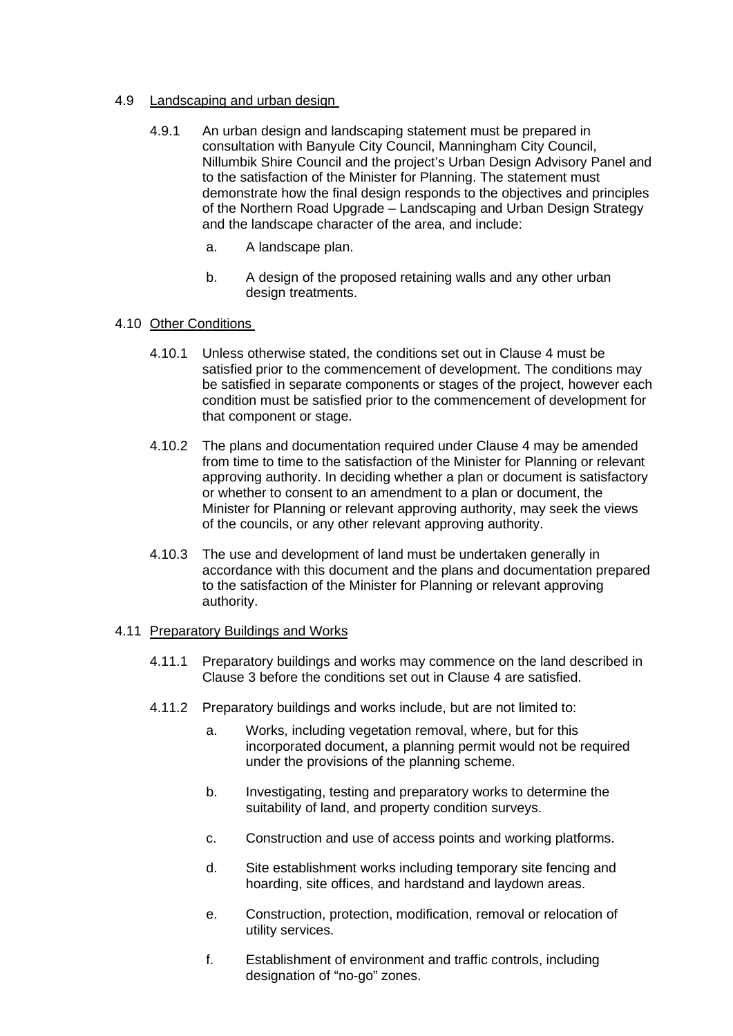4.9 Landscaping and urban design

4.9.1 An urban design and landscaping statement must be prepared in consultation with Banyule City Council, Manningham City Council, Nillumbik Shire Council and the project's Urban Design Advisory Panel and to the satisfaction of the Minister for Planning. The statement must demonstrate how the final design responds to the objectives and principles of the Northern Road Upgrade – Landscaping and Urban Design Strategy and the landscape character of the area, and include:

a. A landscape plan.

b. A design of the proposed retaining walls and any other urban design treatments.

4.10 Other Conditions

4.10.1 Unless otherwise stated, the conditions set out in Clause 4 must be satisfied prior to the commencement of development. The conditions may be satisfied in separate components or stages of the project, however each condition must be satisfied prior to the commencement of development for that component or stage.

4.10.2 The plans and documentation required under Clause 4 may be amended from time to time to the satisfaction of the Minister for Planning or relevant approving authority. In deciding whether a plan or document is satisfactory or whether to consent to an amendment to a plan or document, the Minister for Planning or relevant approving authority, may seek the views of the councils, or any other relevant approving authority.

4.10.3 The use and development of land must be undertaken generally in accordance with this document and the plans and documentation prepared to the satisfaction of the Minister for Planning or relevant approving authority.

4.11 Preparatory Buildings and Works

4.11.1 Preparatory buildings and works may commence on the land described in Clause 3 before the conditions set out in Clause 4 are satisfied.

4.11.2 Preparatory buildings and works include, but are not limited to:

a. Works, including vegetation removal, where, but for this incorporated document, a planning permit would not be required under the provisions of the planning scheme.

b. Investigating, testing and preparatory works to determine the suitability of land, and property condition surveys.

c. Construction and use of access points and working platforms.

d. Site establishment works including temporary site fencing and hoarding, site offices, and hardstand and laydown areas.

e. Construction, protection, modification, removal or relocation of utility services.

f. Establishment of environment and traffic controls, including designation of "no-go" zones.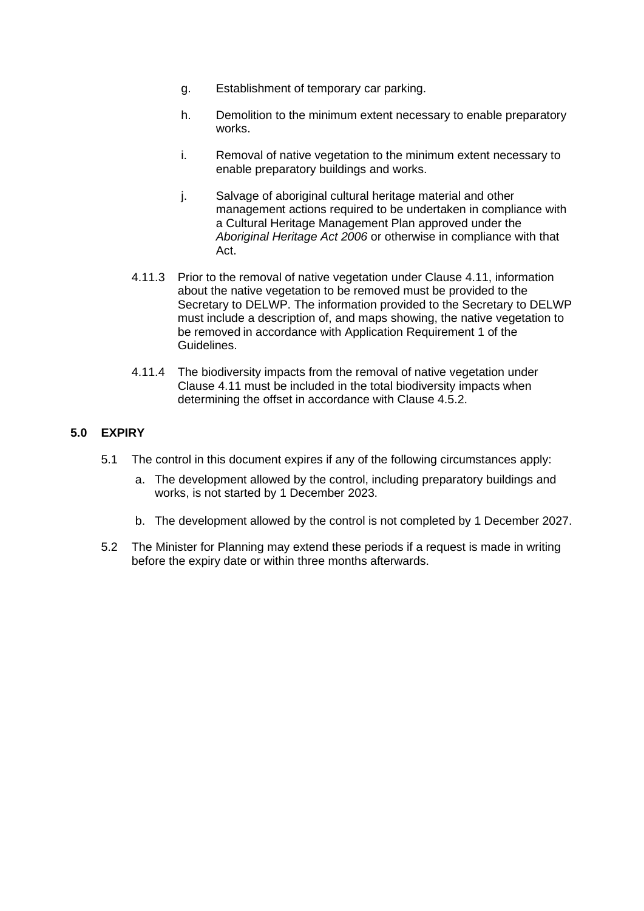g. Establishment of temporary car parking.

h. Demolition to the minimum extent necessary to enable preparatory works.

i. Removal of native vegetation to the minimum extent necessary to enable preparatory buildings and works.

j. Salvage of aboriginal cultural heritage material and other management actions required to be undertaken in compliance with a Cultural Heritage Management Plan approved under the *Aboriginal Heritage Act 2006* or otherwise in compliance with that Act.

4.11.3 Prior to the removal of native vegetation under Clause 4.11, information about the native vegetation to be removed must be provided to the Secretary to DELWP. The information provided to the Secretary to DELWP must include a description of, and maps showing, the native vegetation to be removed in accordance with Application Requirement 1 of the Guidelines.

4.11.4 The biodiversity impacts from the removal of native vegetation under Clause 4.11 must be included in the total biodiversity impacts when determining the offset in accordance with Clause 4.5.2.

## 5.0 EXPIRY

5.1 The control in this document expires if any of the following circumstances apply:

a. The development allowed by the control, including preparatory buildings and works, is not started by 1 December 2023.

b. The development allowed by the control is not completed by 1 December 2027.

5.2 The Minister for Planning may extend these periods if a request is made in writing before the expiry date or within three months afterwards.